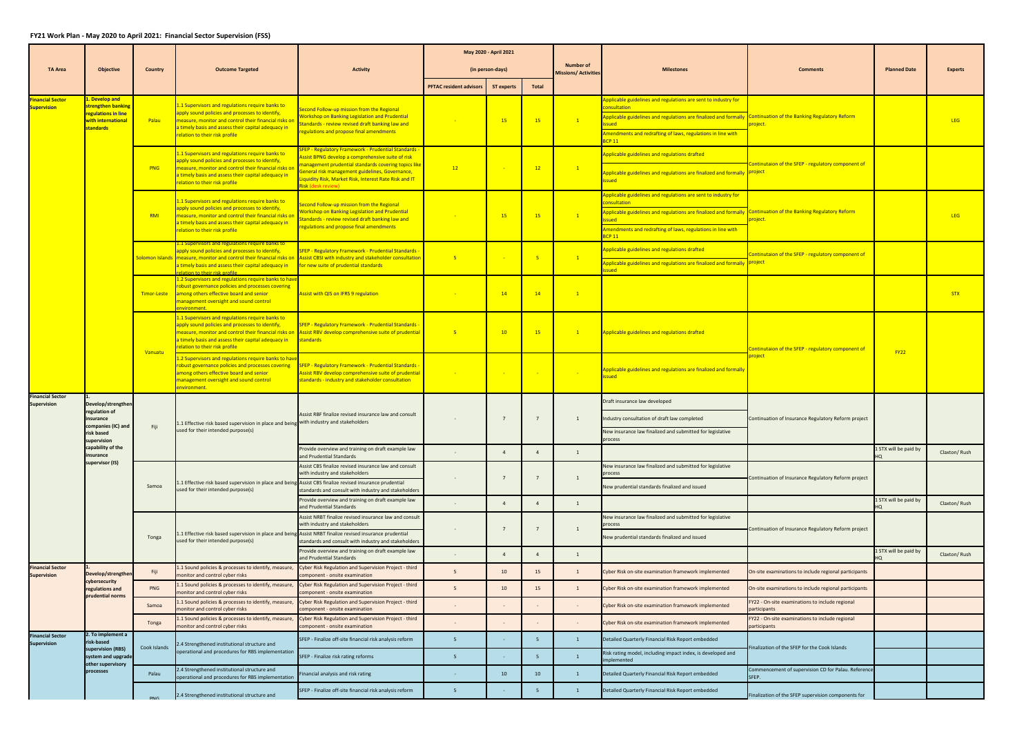# FY21 Work Plan - May 2020 to April 2021: Financial Sector Supervision (FSS)

| TA Area | Objective | Country | Outcome Targeted | Activity | May 2020 - April 2021 (in person-days) | | | Number of Missions/ Activities | Milestones | Comments | Planned Date | Experts |
|---|---|---|---|---|---|---|---|---|---|---|---|---|
| | | | | | PFTAC resident advisors | ST experts | Total | | | | | |
| Financial Sector Supervision | 1. Develop and strengthen banking regulations in line with international standards | Palau | 1.1 Supervisors and regulations require banks to apply sound policies and processes to identify, measure, monitor and control their financial risks on a timely basis and assess their capital adequacy in relation to their risk profile | Second Follow-up mission from the Regional Workshop on Banking Legislation and Prudential Standards - review revised draft banking law and regulations and propose final amendments | - | 15 | 15 | 1 | Applicable guidelines and regulations are sent to industry for consultation<br>Applicable guidelines and regulations are finalized and formally issued<br>Amendments and redrafting of laws, regulations in line with BCP 11 | Continuation of the Banking Regulatory Reform project. | | LEG |
| | | PNG | 1.1 Supervisors and regulations require banks to apply sound policies and processes to identify, measure, monitor and control their financial risks on a timely basis and assess their capital adequacy in relation to their risk profile | SFEP - Regulatory Framework - Prudential Standards - Assist BPNG develop a comprehensive suite of risk management prudential standards covering topics like General risk management guidelines, Governance, Liquidity Risk, Market Risk, Interest Rate Risk and IT Risk (desk review) | 12 | - | 12 | 1 | Applicable guidelines and regulations drafted<br>Applicable guidelines and regulations are finalized and formally issued | Continutaion of the SFEP - regulatory component of project | | |
| | | RMI | 1.1 Supervisors and regulations require banks to apply sound policies and processes to identify, measure, monitor and control their financial risks on a timely basis and assess their capital adequacy in relation to their risk profile | Second Follow-up mission from the Regional Workshop on Banking Legislation and Prudential Standards - review revised draft banking law and regulations and propose final amendments | - | 15 | 15 | 1 | Applicable guidelines and regulations are sent to industry for consultation<br>Applicable guidelines and regulations are finalized and formally issued<br>Amendments and redrafting of laws, regulations in line with BCP 11 | Continuation of the Banking Regulatory Reform project. | | LEG |
| | | Solomon Islands | 1.1 Supervisors and regulations require banks to apply sound policies and processes to identify, measure, monitor and control their financial risks on a timely basis and assess their capital adequacy in relation to their risk profile | SFEP - Regulatory Framework - Prudential Standards - Assist CBSI with industry and stakeholder consultation for new suite of prudential standards | 5 | - | 5 | 1 | Applicable guidelines and regulations drafted<br>Applicable guidelines and regulations are finalized and formally issued | Continutaion of the SFEP - regulatory component of project | | |
| | | Timor-Leste | 1.2 Supervisors and regulations require banks to have robust governance policies and processes covering among others effective board and senior management oversight and sound control environment. | Assist with QIS on IFRS 9 regulation | - | 14 | 14 | 1 | | | | STX |
| | | Vanuatu | 1.1 Supervisors and regulations require banks to apply sound policies and processes to identify, measure, monitor and control their financial risks on a timely basis and assess their capital adequacy in relation to their risk profile | SFEP - Regulatory Framework - Prudential Standards - Assist RBV develop comprehensive suite of prudential standards | 5 | 10 | 15 | 1 | Applicable guidelines and regulations drafted | Continutaion of the SFEP - regulatory component of project | FY22 | |
| | | Vanuatu | 1.2 Supervisors and regulations require banks to have robust governance policies and processes covering among others effective board and senior management oversight and sound control environment. | SFEP - Regulatory Framework - Prudential Standards - Assist RBV develop comprehensive suite of prudential standards - industry and stakeholder consultation | - | - | - | - | Applicable guidelines and regulations are finalized and formally issued | | | |
| Financial Sector Supervision | 1. Develop/strengthen regulation of insurance companies (IC) and risk based supervision capability of the insurance supervisor (IS) | Fiji | 1.1 Effective risk based supervision in place and being used for their intended purpose(s) | Assist RBF finalize revised insurance law and consult with industry and stakeholders | - | 7 | 7 | 1 | Draft insurance law developed<br>Industry consultation of draft law completed<br>New insurance law finalized and submitted for legislative process | Continuation of Insurance Regulatory Reform project | | |
| | | Fiji | | Provide overview and training on draft example law and Prudential Standards | - | 4 | 4 | 1 | | | 1 STX will be paid by HQ | Claxton/ Rush |
| | | Samoa | 1.1 Effective risk based supervision in place and being used for their intended purpose(s) | Assist CBS finalize revised insurance law and consult with industry and stakeholders<br>Assist CBS finalize revised insurance prudential standards and consult with industry and stakeholders | - | 7 | 7 | 1 | New insurance law finalized and submitted for legislative process<br>New prudential standards finalized and issued | Continuation of Insurance Regulatory Reform project | | |
| | | Samoa | | Provide overview and training on draft example law and Prudential Standards | - | 4 | 4 | 1 | | | 1 STX will be paid by HQ | Claxton/ Rush |
| | | Tonga | 1.1 Effective risk based supervision in place and being used for their intended purpose(s) | Assist NRBT finalize revised insurance law and consult with industry and stakeholders<br>Assist NRBT finalize revised insurance prudential standards and consult with industry and stakeholders | - | 7 | 7 | 1 | New insurance law finalized and submitted for legislative process<br>New prudential standards finalized and issued | Continuation of Insurance Regulatory Reform project | | |
| | | Tonga | | Provide overview and training on draft example law and Prudential Standards | - | 4 | 4 | 1 | | | 1 STX will be paid by HQ | Claxton/ Rush |
| Financial Sector Supervision | 1. Develop/strengthen cybersecurity regulations and prudential norms | Fiji | 1.1 Sound policies & processes to identify, measure, monitor and control cyber risks | Cyber Risk Regulation and Supervision Project - third component - onsite examination | 5 | 10 | 15 | 1 | Cyber Risk on-site examination framework implemented | On-site examinations to include regional participants | | |
| | | PNG | 1.1 Sound policies & processes to identify, measure, monitor and control cyber risks | Cyber Risk Regulation and Supervision Project - third component - onsite examination | 5 | 10 | 15 | 1 | Cyber Risk on-site examination framework implemented | On-site examinations to include regional participants | | |
| | | Samoa | 1.1 Sound policies & processes to identify, measure, monitor and control cyber risks | Cyber Risk Regulation and Supervision Project - third component - onsite examination | - | - | - | - | Cyber Risk on-site examination framework implemented | FY22 - On-site examinations to include regional participants | | |
| | | Tonga | 1.1 Sound policies & processes to identify, measure, monitor and control cyber risks | Cyber Risk Regulation and Supervision Project - third component - onsite examination | - | - | - | - | Cyber Risk on-site examination framework implemented | FY22 - On-site examinations to include regional participants | | |
| Financial Sector Supervision | 2. To implement a risk-based supervision (RBS) system and upgrade other supervisory processes | Cook Islands | 2.4 Strengthened institutional structure and operational and procedures for RBS implementation | SFEP - Finalize off-site financial risk analysis reform | 5 | - | 5 | 1 | Detailed Quarterly Financial Risk Report embedded | Finalization of the SFEP for the Cook Islands | | |
| | | Cook Islands | | SFEP - Finalize risk rating reforms | 5 | - | 5 | 1 | Risk rating model, including impact index, is developed and implemented | | | |
| | | Palau | 2.4 Strengthened institutional structure and operational and procedures for RBS implementation | Financial analysis and risk rating | - | 10 | 10 | 1 | Detailed Quarterly Financial Risk Report embedded | Commencement of supervision CD for Palau. Reference SFEP. | | |
| | | PNG | 2.4 Strengthened institutional structure and | SFEP - Finalize off-site financial risk analysis reform | 5 | - | 5 | 1 | Detailed Quarterly Financial Risk Report embedded | Finalization of the SFEP supervision components for | | |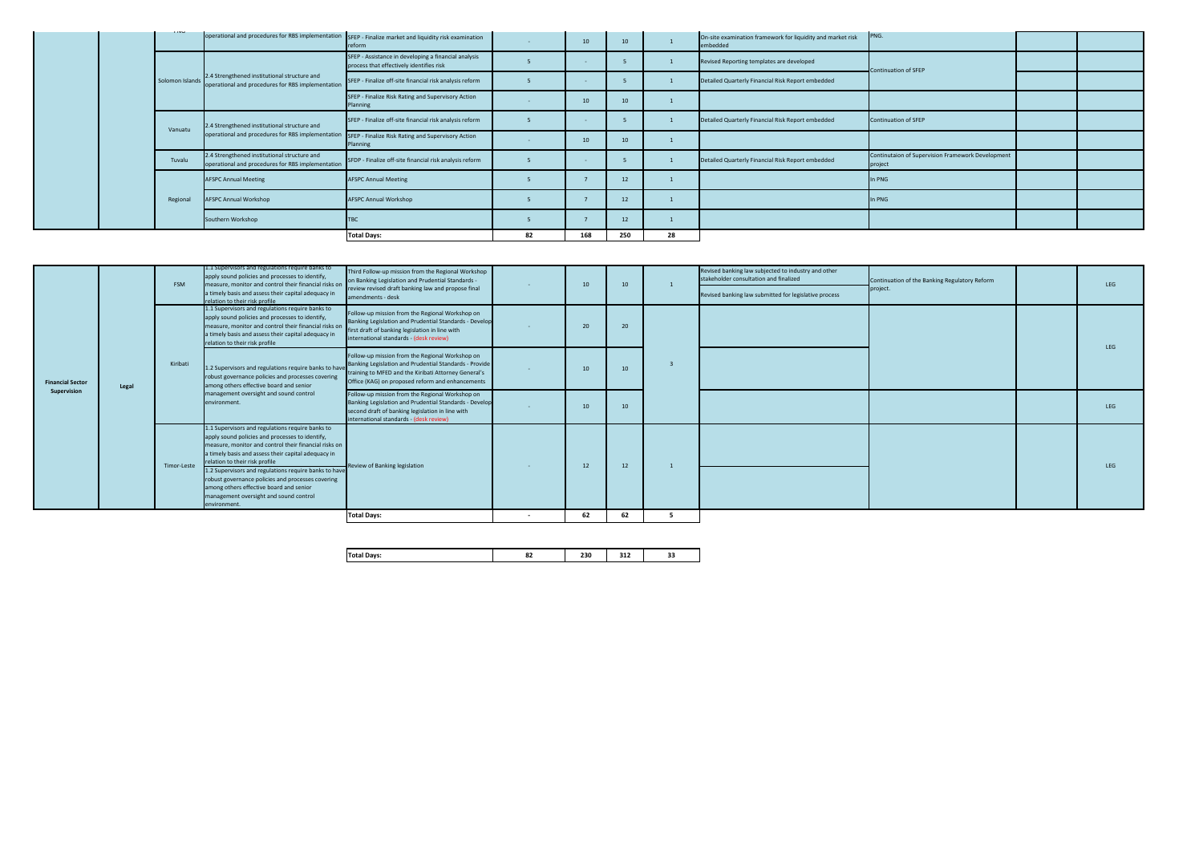| | | | | | | | | | | | | |
|---|---|---|---|---|---|---|---|---|---|---|---|---|
| | | PNG | operational and procedures for RBS implementation | SFEP - Finalize market and liquidity risk examination reform | - | 10 | 10 | 1 | On-site examination framework for liquidity and market risk embedded | PNG. | | |
| | | Solomon Islands | 2.4 Strengthened institutional structure and operational and procedures for RBS implementation | SFEP - Assistance in developing a financial analysis process that effectively identifies risk | 5 | - | 5 | 1 | Revised Reporting templates are developed | Continuation of SFEP | | |
| | | | | SFEP - Finalize off-site financial risk analysis reform | 5 | - | 5 | 1 | Detailed Quarterly Financial Risk Report embedded | | | |
| | | | | SFEP - Finalize Risk Rating and Supervisory Action Planning | - | 10 | 10 | 1 | | | | |
| | | Vanuatu | 2.4 Strengthened institutional structure and operational and procedures for RBS implementation | SFEP - Finalize off-site financial risk analysis reform | 5 | - | 5 | 1 | Detailed Quarterly Financial Risk Report embedded | Continuation of SFEP | | |
| | | | | SFEP - Finalize Risk Rating and Supervisory Action Planning | - | 10 | 10 | 1 | | | | |
| | | Tuvalu | 2.4 Strengthened institutional structure and operational and procedures for RBS implementation | SFDP - Finalize off-site financial risk analysis reform | 5 | - | 5 | 1 | Detailed Quarterly Financial Risk Report embedded | Continutaion of Supervision Framework Development project | | |
| | | Regional | AFSPC Annual Meeting | AFSPC Annual Meeting | 5 | 7 | 12 | 1 | | In PNG | | |
| | | | AFSPC Annual Workshop | AFSPC Annual Workshop | 5 | 7 | 12 | 1 | | In PNG | | |
| | | | Southern Workshop | TBC | 5 | 7 | 12 | 1 | | | | |
| | | | | **Total Days:** | **82** | **168** | **250** | **28** | | | | |

| | | | | | | | | | | | | |
|---|---|---|---|---|---|---|---|---|---|---|---|---|
| **Financial Sector Supervision** | **Legal** | FSM | 1.1 Supervisors and regulations require banks to apply sound policies and processes to identify, measure, monitor and control their financial risks on a timely basis and assess their capital adequacy in relation to their risk profile | Third Follow-up mission from the Regional Workshop on Banking Legislation and Prudential Standards - review revised draft banking law and propose final amendments - desk | - | 10 | 10 | 1 | Revised banking law subjected to industry and other stakeholder consultation and finalized; Revised banking law submitted for legislative process | Continuation of the Banking Regulatory Reform project. | | LEG |
| | | Kiribati | 1.1 Supervisors and regulations require banks to apply sound policies and processes to identify, measure, monitor and control their financial risks on a timely basis and assess their capital adequacy in relation to their risk profile | Follow-up mission from the Regional Workshop on Banking Legislation and Prudential Standards - Develop first draft of banking legislation in line with international standards - (desk review) | - | 20 | 20 | 3 | | | | LEG |
| | | | 1.2 Supervisors and regulations require banks to have robust governance policies and processes covering among others effective board and senior management oversight and sound control environment. | Follow-up mission from the Regional Workshop on Banking Legislation and Prudential Standards - Provide training to MFED and the Kiribati Attorney General's Office (KAG) on proposed reform and enhancements | - | 10 | 10 | | | | | |
| | | | | Follow-up mission from the Regional Workshop on Banking Legislation and Prudential Standards - Develop second draft of banking legislation in line with international standards - (desk review) | - | 10 | 10 | | | | | LEG |
| | | Timor-Leste | 1.1 Supervisors and regulations require banks to apply sound policies and processes to identify, measure, monitor and control their financial risks on a timely basis and assess their capital adequacy in relation to their risk profile; 1.2 Supervisors and regulations require banks to have robust governance policies and processes covering among others effective board and senior management oversight and sound control environment. | Review of Banking legislation | - | 12 | 12 | 1 | | | | LEG |
| | | | | **Total Days:** | **-** | **62** | **62** | **5** | | | | |

| | | | | |
|---|---|---|---|---|
| **Total Days:** | **82** | **230** | **312** | **33** |